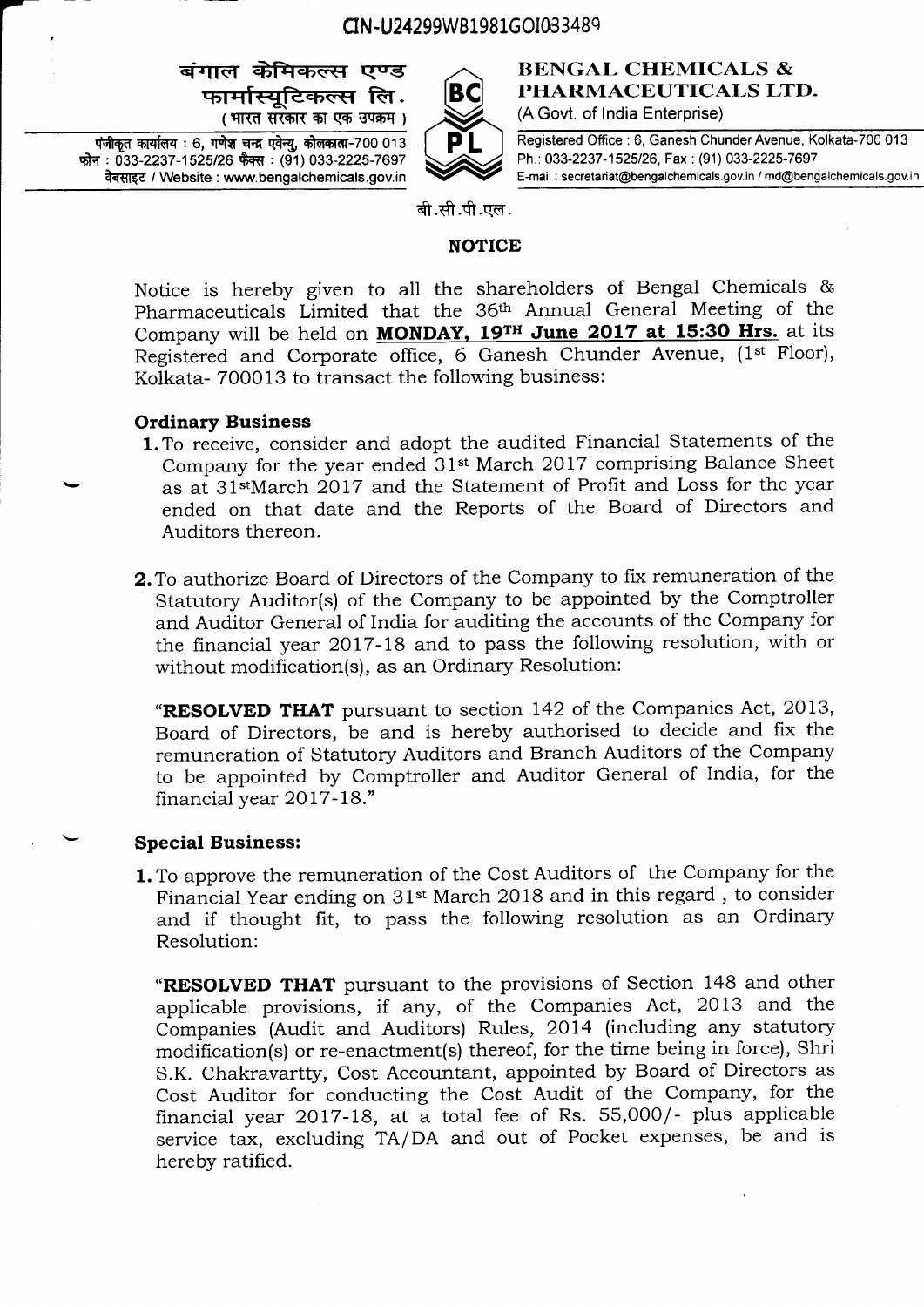CIN-U24299WB1981GOI033489

**बंगाल केमिकल्स एण्ड फार्मास्यूटिकल्स लि.**
(भारत सरकार का एक उपक्रम)

पंजीकृत कार्यालय : 6, गणेश चन्द्र एवेन्यु, कोलकाता-700 013
फोन : 033-2237-1525/26 फैक्स : (91) 033-2225-7697
वेबसाइट / Website : www.bengalchemicals.gov.in

**BENGAL CHEMICALS & PHARMACEUTICALS LTD.**
(A Govt. of India Enterprise)

Registered Office : 6, Ganesh Chunder Avenue, Kolkata-700 013
Ph.: 033-2237-1525/26, Fax : (91) 033-2225-7697
E-mail : secretariat@bengalchemicals.gov.in / md@bengalchemicals.gov.in

बी.सी.पी.एल.

## NOTICE

Notice is hereby given to all the shareholders of Bengal Chemicals & Pharmaceuticals Limited that the 36th Annual General Meeting of the Company will be held on **MONDAY, 19TH June 2017 at 15:30 Hrs.** at its Registered and Corporate office, 6 Ganesh Chunder Avenue, (1st Floor), Kolkata- 700013 to transact the following business:

### Ordinary Business

1. To receive, consider and adopt the audited Financial Statements of the Company for the year ended 31st March 2017 comprising Balance Sheet as at 31stMarch 2017 and the Statement of Profit and Loss for the year ended on that date and the Reports of the Board of Directors and Auditors thereon.

2. To authorize Board of Directors of the Company to fix remuneration of the Statutory Auditor(s) of the Company to be appointed by the Comptroller and Auditor General of India for auditing the accounts of the Company for the financial year 2017-18 and to pass the following resolution, with or without modification(s), as an Ordinary Resolution:

   "**RESOLVED THAT** pursuant to section 142 of the Companies Act, 2013, Board of Directors, be and is hereby authorised to decide and fix the remuneration of Statutory Auditors and Branch Auditors of the Company to be appointed by Comptroller and Auditor General of India, for the financial year 2017-18."

### Special Business:

1. To approve the remuneration of the Cost Auditors of the Company for the Financial Year ending on 31st March 2018 and in this regard , to consider and if thought fit, to pass the following resolution as an Ordinary Resolution:

   "**RESOLVED THAT** pursuant to the provisions of Section 148 and other applicable provisions, if any, of the Companies Act, 2013 and the Companies (Audit and Auditors) Rules, 2014 (including any statutory modification(s) or re-enactment(s) thereof, for the time being in force), Shri S.K. Chakravartty, Cost Accountant, appointed by Board of Directors as Cost Auditor for conducting the Cost Audit of the Company, for the financial year 2017-18, at a total fee of Rs. 55,000/- plus applicable service tax, excluding TA/DA and out of Pocket expenses, be and is hereby ratified.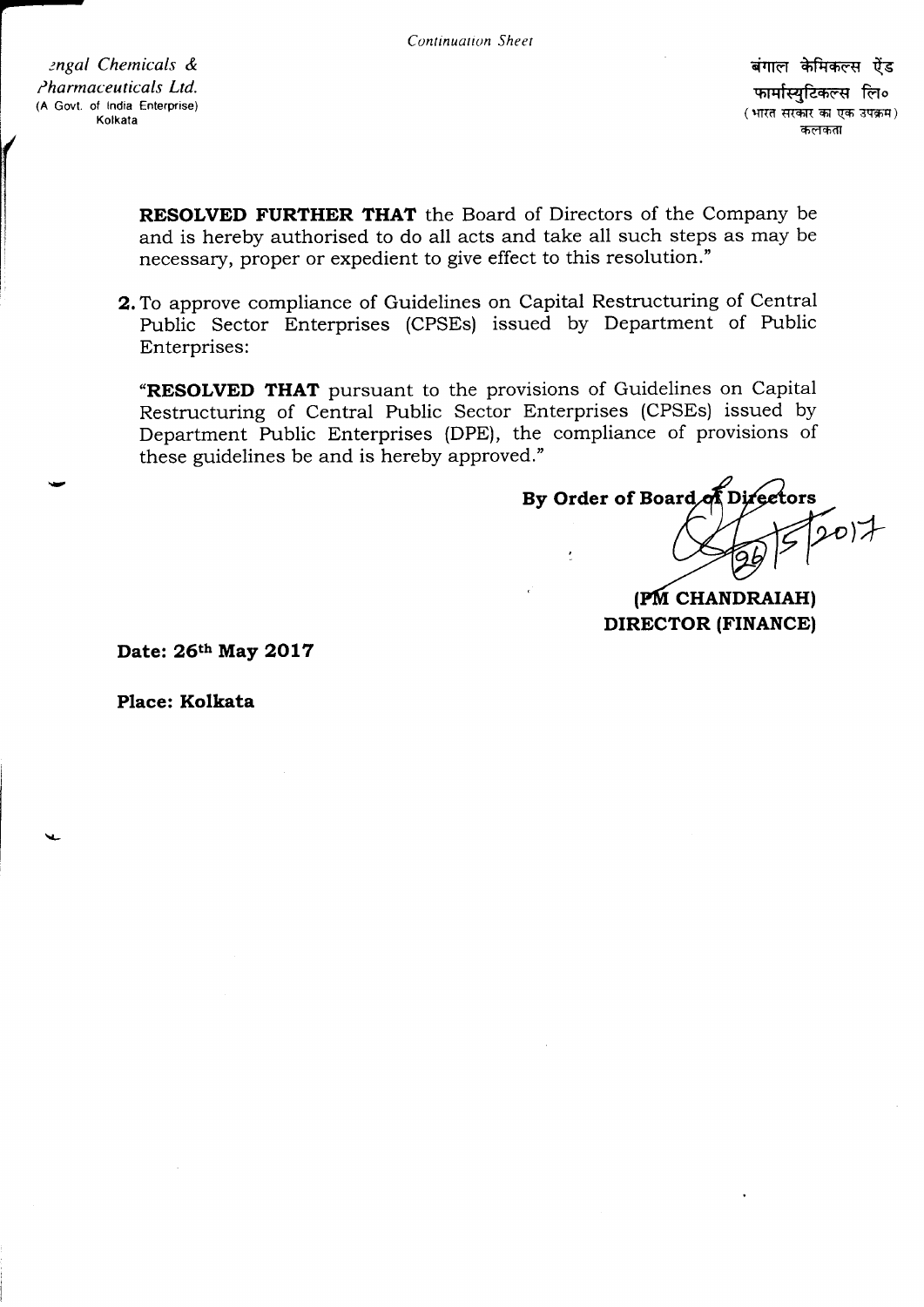**RESOLVED FURTHER THAT** the Board of Directors of the Company be and is hereby authorised to do all acts and take all such steps as may be necessary, proper or expedient to give effect to this resolution."

**2.** To approve compliance of Guidelines on Capital Restructuring of Central Public Sector Enterprises (CPSEs) issued by Department of Public Enterprises:

"**RESOLVED THAT** pursuant to the provisions of Guidelines on Capital Restructuring of Central Public Sector Enterprises (CPSEs) issued by Department Public Enterprises (DPE), the compliance of provisions of these guidelines be and is hereby approved."

**By Order of Board of Directors**

26/5/2017

**(PM CHANDRAIAH)**
**DIRECTOR (FINANCE)**

**Date: 26th May 2017**

**Place: Kolkata**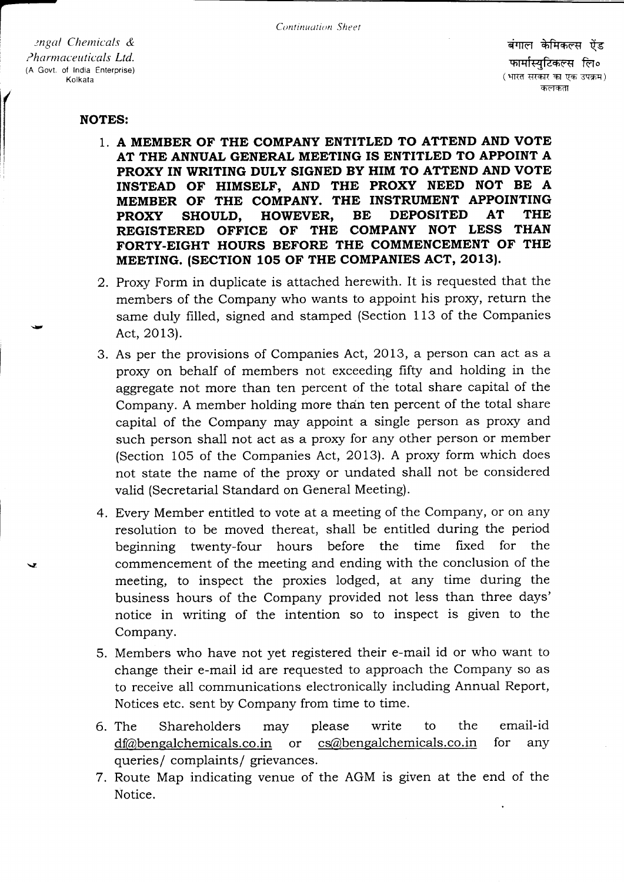## NOTES:

1. **A MEMBER OF THE COMPANY ENTITLED TO ATTEND AND VOTE AT THE ANNUAL GENERAL MEETING IS ENTITLED TO APPOINT A PROXY IN WRITING DULY SIGNED BY HIM TO ATTEND AND VOTE INSTEAD OF HIMSELF, AND THE PROXY NEED NOT BE A MEMBER OF THE COMPANY. THE INSTRUMENT APPOINTING PROXY SHOULD, HOWEVER, BE DEPOSITED AT THE REGISTERED OFFICE OF THE COMPANY NOT LESS THAN FORTY-EIGHT HOURS BEFORE THE COMMENCEMENT OF THE MEETING. (SECTION 105 OF THE COMPANIES ACT, 2013).**
2. Proxy Form in duplicate is attached herewith. It is requested that the members of the Company who wants to appoint his proxy, return the same duly filled, signed and stamped (Section 113 of the Companies Act, 2013).
3. As per the provisions of Companies Act, 2013, a person can act as a proxy on behalf of members not exceeding fifty and holding in the aggregate not more than ten percent of the total share capital of the Company. A member holding more than ten percent of the total share capital of the Company may appoint a single person as proxy and such person shall not act as a proxy for any other person or member (Section 105 of the Companies Act, 2013). A proxy form which does not state the name of the proxy or undated shall not be considered valid (Secretarial Standard on General Meeting).
4. Every Member entitled to vote at a meeting of the Company, or on any resolution to be moved thereat, shall be entitled during the period beginning twenty-four hours before the time fixed for the commencement of the meeting and ending with the conclusion of the meeting, to inspect the proxies lodged, at any time during the business hours of the Company provided not less than three days' notice in writing of the intention so to inspect is given to the Company.
5. Members who have not yet registered their e-mail id or who want to change their e-mail id are requested to approach the Company so as to receive all communications electronically including Annual Report, Notices etc. sent by Company from time to time.
6. The Shareholders may please write to the email-id df@bengalchemicals.co.in or cs@bengalchemicals.co.in for any queries/ complaints/ grievances.
7. Route Map indicating venue of the AGM is given at the end of the Notice.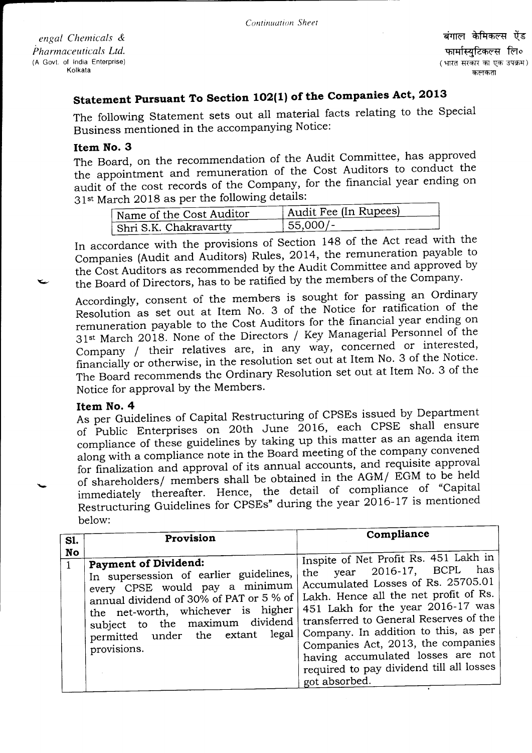*Continuation Sheet*

engal Chemicals &
Pharmaceuticals Ltd.
(A Govt. of India Enterprise)
Kolkata

बंगाल केमिकल्स ऐंड
फार्मास्युटिकल्स लि०
(भारत सरकार का एक उपक्रम)
कलकता

## Statement Pursuant To Section 102(1) of the Companies Act, 2013

The following Statement sets out all material facts relating to the Special Business mentioned in the accompanying Notice:

### Item No. 3

The Board, on the recommendation of the Audit Committee, has approved the appointment and remuneration of the Cost Auditors to conduct the audit of the cost records of the Company, for the financial year ending on 31st March 2018 as per the following details:

| Name of the Cost Auditor | Audit Fee (In Rupees) |
|---|---|
| Shri S.K. Chakravartty | 55,000/- |

In accordance with the provisions of Section 148 of the Act read with the Companies (Audit and Auditors) Rules, 2014, the remuneration payable to the Cost Auditors as recommended by the Audit Committee and approved by the Board of Directors, has to be ratified by the members of the Company.

Accordingly, consent of the members is sought for passing an Ordinary Resolution as set out at Item No. 3 of the Notice for ratification of the remuneration payable to the Cost Auditors for the financial year ending on 31st March 2018. None of the Directors / Key Managerial Personnel of the Company / their relatives are, in any way, concerned or interested, financially or otherwise, in the resolution set out at Item No. 3 of the Notice. The Board recommends the Ordinary Resolution set out at Item No. 3 of the Notice for approval by the Members.

### Item No. 4

As per Guidelines of Capital Restructuring of CPSEs issued by Department of Public Enterprises on 20th June 2016, each CPSE shall ensure compliance of these guidelines by taking up this matter as an agenda item along with a compliance note in the Board meeting of the company convened for finalization and approval of its annual accounts, and requisite approval of shareholders/ members shall be obtained in the AGM/ EGM to be held immediately thereafter. Hence, the detail of compliance of "Capital Restructuring Guidelines for CPSEs" during the year 2016-17 is mentioned below:

| Sl. No | Provision | Compliance |
|---|---|---|
| 1 | **Payment of Dividend:** In supersession of earlier guidelines, every CPSE would pay a minimum annual dividend of 30% of PAT or 5 % of the net-worth, whichever is higher subject to the maximum dividend permitted under the extant legal provisions. | Inspite of Net Profit Rs. 451 Lakh in the year 2016-17, BCPL has Accumulated Losses of Rs. 25705.01 Lakh. Hence all the net profit of Rs. 451 Lakh for the year 2016-17 was transferred to General Reserves of the Company. In addition to this, as per Companies Act, 2013, the companies having accumulated losses are not required to pay dividend till all losses got absorbed. |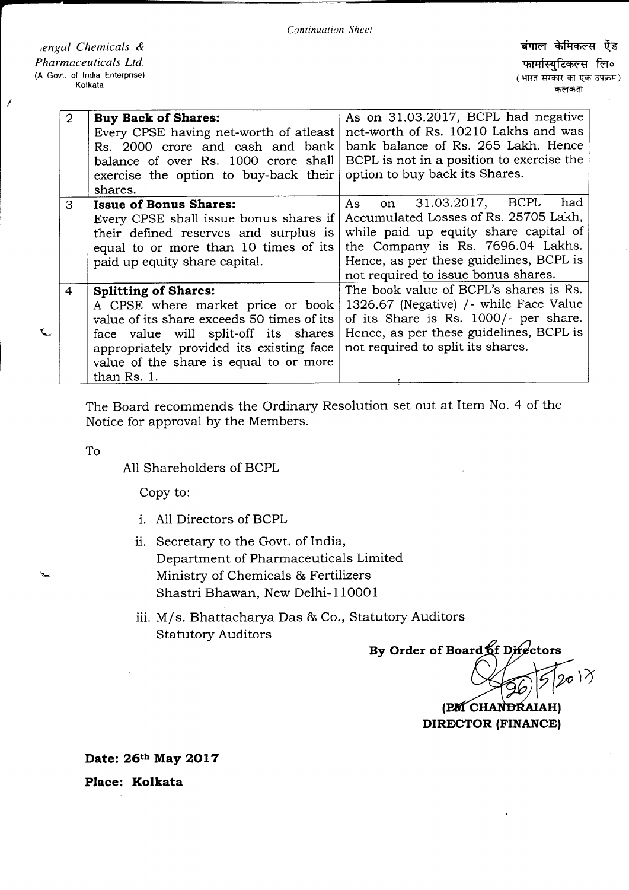*Continuation Sheet*

*Bengal Chemicals & Pharmaceuticals Ltd.*
(A Govt. of India Enterprise)
Kolkata

बंगाल केमिकल्स ऐंड फार्मास्युटिकल्स लि०
(भारत सरकार का एक उपक्रम)
कलकता

| | | |
|---|---|---|
| 2 | **Buy Back of Shares:** Every CPSE having net-worth of atleast Rs. 2000 crore and cash and bank balance of over Rs. 1000 crore shall exercise the option to buy-back their shares. | As on 31.03.2017, BCPL had negative net-worth of Rs. 10210 Lakhs and was bank balance of Rs. 265 Lakh. Hence BCPL is not in a position to exercise the option to buy back its Shares. |
| 3 | **Issue of Bonus Shares:** Every CPSE shall issue bonus shares if their defined reserves and surplus is equal to or more than 10 times of its paid up equity share capital. | As on 31.03.2017, BCPL had Accumulated Losses of Rs. 25705 Lakh, while paid up equity share capital of the Company is Rs. 7696.04 Lakhs. Hence, as per these guidelines, BCPL is not required to issue bonus shares. |
| 4 | **Splitting of Shares:** A CPSE where market price or book value of its share exceeds 50 times of its face value will split-off its shares appropriately provided its existing face value of the share is equal to or more than Rs. 1. | The book value of BCPL's shares is Rs. 1326.67 (Negative) /- while Face Value of its Share is Rs. 1000/- per share. Hence, as per these guidelines, BCPL is not required to split its shares. |

The Board recommends the Ordinary Resolution set out at Item No. 4 of the Notice for approval by the Members.

To

All Shareholders of BCPL

Copy to:

i. All Directors of BCPL

ii. Secretary to the Govt. of India,
Department of Pharmaceuticals Limited
Ministry of Chemicals & Fertilizers
Shastri Bhawan, New Delhi-110001

iii. M/s. Bhattacharya Das & Co., Statutory Auditors
Statutory Auditors

**By Order of Board of Directors**

26/5/2017

**(PM CHANDRAIAH)**
**DIRECTOR (FINANCE)**

**Date: 26th May 2017**

**Place: Kolkata**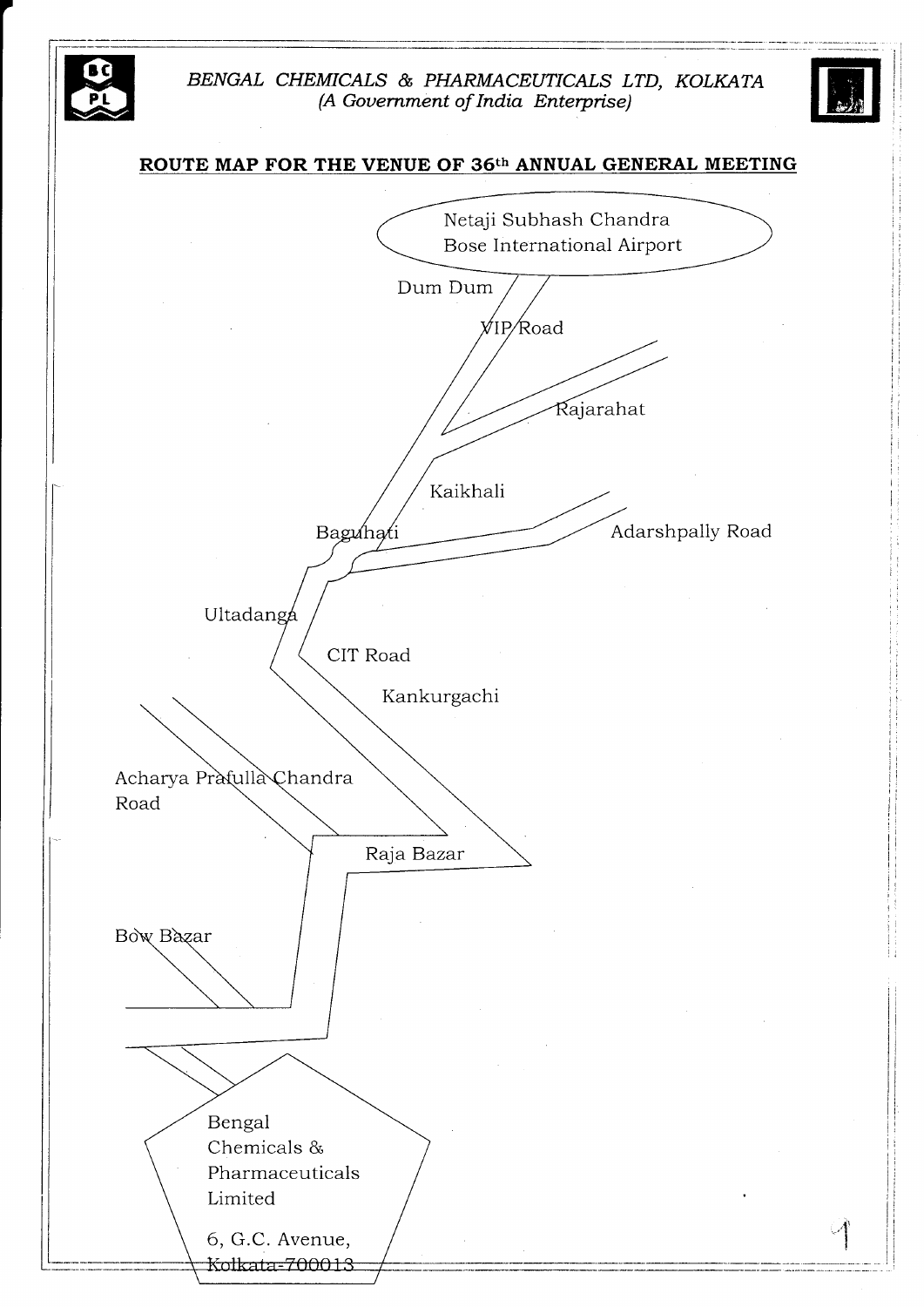*BENGAL CHEMICALS & PHARMACEUTICALS LTD, KOLKATA*
*(A Government of India Enterprise)*

## ROUTE MAP FOR THE VENUE OF 36th ANNUAL GENERAL MEETING

Netaji Subhash Chandra Bose International Airport

Dum Dum

VIP Road

Rajarahat

Kaikhali

Baguhati

Adarshpally Road

Ultadanga

CIT Road

Kankurgachi

Acharya Prafulla Chandra Road

Raja Bazar

Bow Bazar

Bengal Chemicals & Pharmaceuticals Limited

6, G.C. Avenue, Kolkata-700013